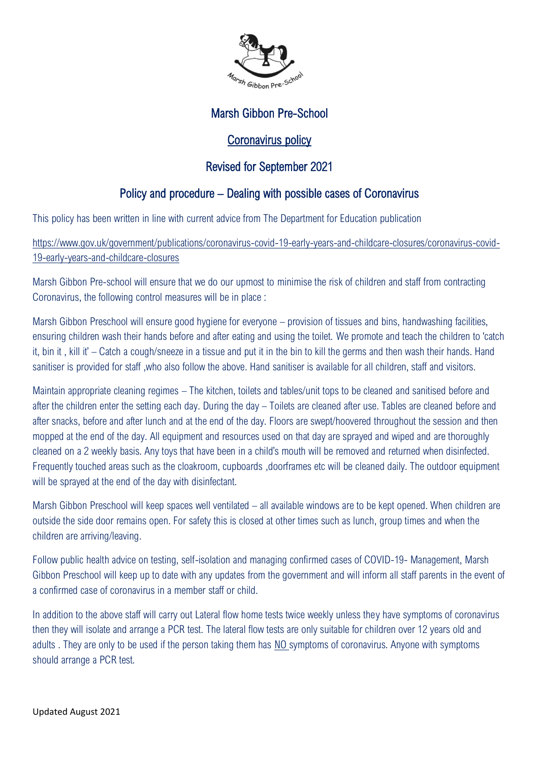# Marsh Gibbon Pre-School

## Coronavirus policy

## Revised for September 2021

## Policy and procedure – Dealing with possible cases of Coronavirus

This policy has been written in line with current advice from The Department for Education publication

https://www.gov.uk/government/publications/coronavirus-covid-19-early-years-and-childcare-closures/coronavirus-covid-19-early-years-and-childcare-closures

Marsh Gibbon Pre-school will ensure that we do our upmost to minimise the risk of children and staff from contracting Coronavirus, the following control measures will be in place :

Marsh Gibbon Preschool will ensure good hygiene for everyone – provision of tissues and bins, handwashing facilities, ensuring children wash their hands before and after eating and using the toilet. We promote and teach the children to 'catch it, bin it , kill it' – Catch a cough/sneeze in a tissue and put it in the bin to kill the germs and then wash their hands. Hand sanitiser is provided for staff ,who also follow the above. Hand sanitiser is available for all children, staff and visitors.

Maintain appropriate cleaning regimes – The kitchen, toilets and tables/unit tops to be cleaned and sanitised before and after the children enter the setting each day. During the day – Toilets are cleaned after use. Tables are cleaned before and after snacks, before and after lunch and at the end of the day. Floors are swept/hoovered throughout the session and then mopped at the end of the day. All equipment and resources used on that day are sprayed and wiped and are thoroughly cleaned on a 2 weekly basis. Any toys that have been in a child's mouth will be removed and returned when disinfected. Frequently touched areas such as the cloakroom, cupboards ,doorframes etc will be cleaned daily. The outdoor equipment will be sprayed at the end of the day with disinfectant.

Marsh Gibbon Preschool will keep spaces well ventilated – all available windows are to be kept opened. When children are outside the side door remains open. For safety this is closed at other times such as lunch, group times and when the children are arriving/leaving.

Follow public health advice on testing, self-isolation and managing confirmed cases of COVID-19- Management, Marsh Gibbon Preschool will keep up to date with any updates from the government and will inform all staff parents in the event of a confirmed case of coronavirus in a member staff or child.

In addition to the above staff will carry out Lateral flow home tests twice weekly unless they have symptoms of coronavirus then they will isolate and arrange a PCR test. The lateral flow tests are only suitable for children over 12 years old and adults . They are only to be used if the person taking them has NO symptoms of coronavirus. Anyone with symptoms should arrange a PCR test.

Updated August 2021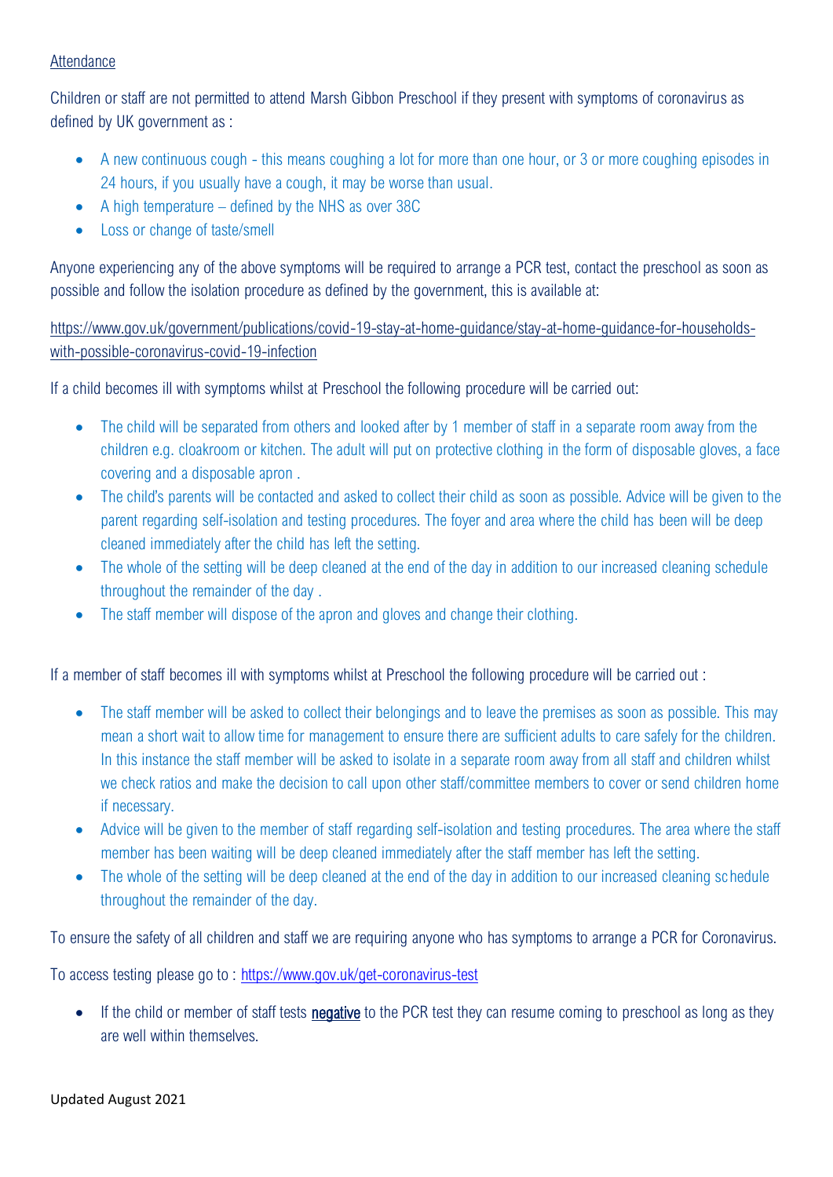<u>Attendance</u>

Children or staff are not permitted to attend Marsh Gibbon Preschool if they present with symptoms of coronavirus as defined by UK government as :

- A new continuous cough - this means coughing a lot for more than one hour, or 3 or more coughing episodes in 24 hours, if you usually have a cough, it may be worse than usual.
- A high temperature – defined by the NHS as over 38C
- Loss or change of taste/smell

Anyone experiencing any of the above symptoms will be required to arrange a PCR test, contact the preschool as soon as possible and follow the isolation procedure as defined by the government, this is available at:

https://www.gov.uk/government/publications/covid-19-stay-at-home-guidance/stay-at-home-guidance-for-households-with-possible-coronavirus-covid-19-infection

If a child becomes ill with symptoms whilst at Preschool the following procedure will be carried out:

- The child will be separated from others and looked after by 1 member of staff in a separate room away from the children e.g. cloakroom or kitchen. The adult will put on protective clothing in the form of disposable gloves, a face covering and a disposable apron .
- The child's parents will be contacted and asked to collect their child as soon as possible. Advice will be given to the parent regarding self-isolation and testing procedures. The foyer and area where the child has been will be deep cleaned immediately after the child has left the setting.
- The whole of the setting will be deep cleaned at the end of the day in addition to our increased cleaning schedule throughout the remainder of the day .
- The staff member will dispose of the apron and gloves and change their clothing.

If a member of staff becomes ill with symptoms whilst at Preschool the following procedure will be carried out :

- The staff member will be asked to collect their belongings and to leave the premises as soon as possible. This may mean a short wait to allow time for management to ensure there are sufficient adults to care safely for the children. In this instance the staff member will be asked to isolate in a separate room away from all staff and children whilst we check ratios and make the decision to call upon other staff/committee members to cover or send children home if necessary.
- Advice will be given to the member of staff regarding self-isolation and testing procedures. The area where the staff member has been waiting will be deep cleaned immediately after the staff member has left the setting.
- The whole of the setting will be deep cleaned at the end of the day in addition to our increased cleaning schedule throughout the remainder of the day.

To ensure the safety of all children and staff we are requiring anyone who has symptoms to arrange a PCR for Coronavirus.

To access testing please go to : https://www.gov.uk/get-coronavirus-test

- If the child or member of staff tests **<u>negative</u>** to the PCR test they can resume coming to preschool as long as they are well within themselves.

Updated August 2021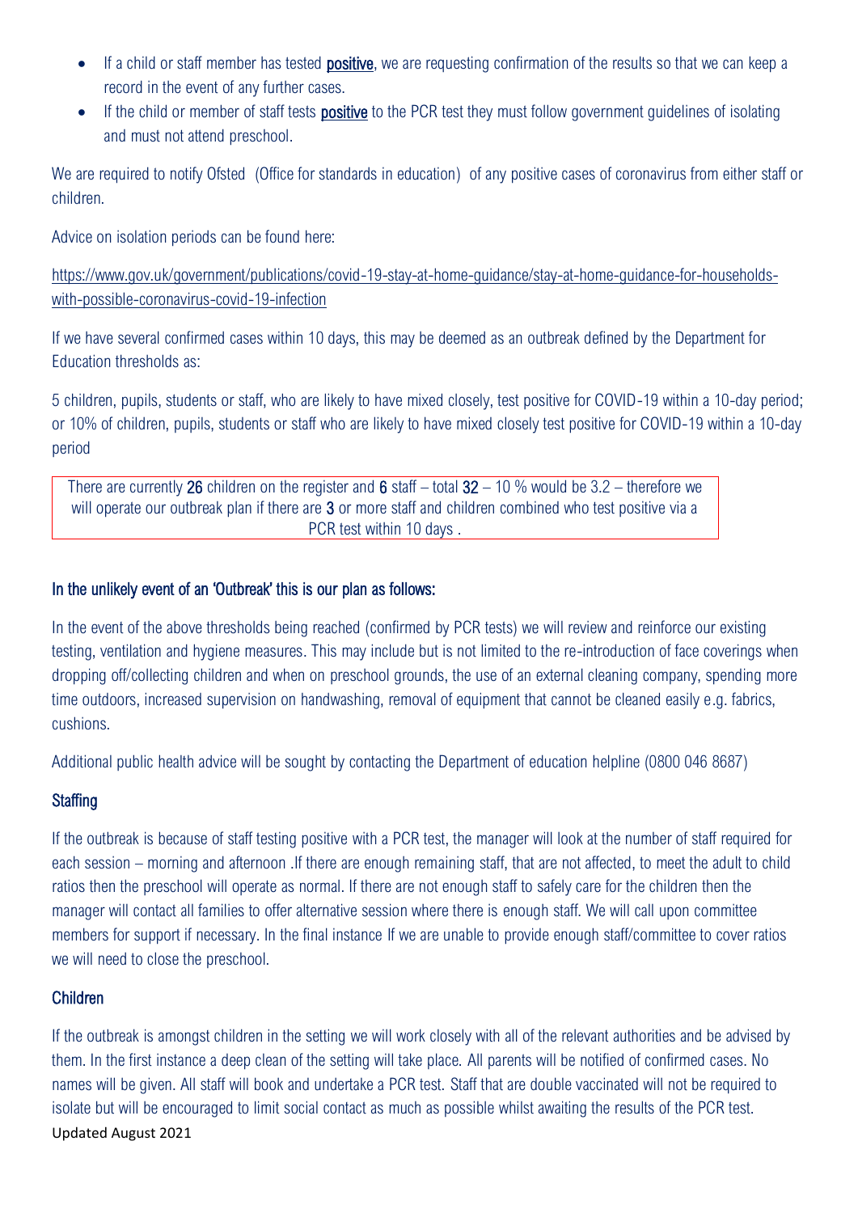- If a child or staff member has tested **positive**, we are requesting confirmation of the results so that we can keep a record in the event of any further cases.
- If the child or member of staff tests **positive** to the PCR test they must follow government guidelines of isolating and must not attend preschool.

We are required to notify Ofsted (Office for standards in education) of any positive cases of coronavirus from either staff or children.

Advice on isolation periods can be found here:

https://www.gov.uk/government/publications/covid-19-stay-at-home-guidance/stay-at-home-guidance-for-households-with-possible-coronavirus-covid-19-infection

If we have several confirmed cases within 10 days, this may be deemed as an outbreak defined by the Department for Education thresholds as:

5 children, pupils, students or staff, who are likely to have mixed closely, test positive for COVID-19 within a 10-day period; or 10% of children, pupils, students or staff who are likely to have mixed closely test positive for COVID-19 within a 10-day period

There are currently **26** children on the register and **6** staff – total **32** – 10 % would be 3.2 – therefore we will operate our outbreak plan if there are **3** or more staff and children combined who test positive via a PCR test within 10 days .

### In the unlikely event of an 'Outbreak' this is our plan as follows:

In the event of the above thresholds being reached (confirmed by PCR tests) we will review and reinforce our existing testing, ventilation and hygiene measures. This may include but is not limited to the re-introduction of face coverings when dropping off/collecting children and when on preschool grounds, the use of an external cleaning company, spending more time outdoors, increased supervision on handwashing, removal of equipment that cannot be cleaned easily e.g. fabrics, cushions.

Additional public health advice will be sought by contacting the Department of education helpline (0800 046 8687)

### Staffing

If the outbreak is because of staff testing positive with a PCR test, the manager will look at the number of staff required for each session – morning and afternoon .If there are enough remaining staff, that are not affected, to meet the adult to child ratios then the preschool will operate as normal. If there are not enough staff to safely care for the children then the manager will contact all families to offer alternative session where there is enough staff. We will call upon committee members for support if necessary. In the final instance If we are unable to provide enough staff/committee to cover ratios we will need to close the preschool.

### Children

If the outbreak is amongst children in the setting we will work closely with all of the relevant authorities and be advised by them. In the first instance a deep clean of the setting will take place. All parents will be notified of confirmed cases. No names will be given. All staff will book and undertake a PCR test. Staff that are double vaccinated will not be required to isolate but will be encouraged to limit social contact as much as possible whilst awaiting the results of the PCR test.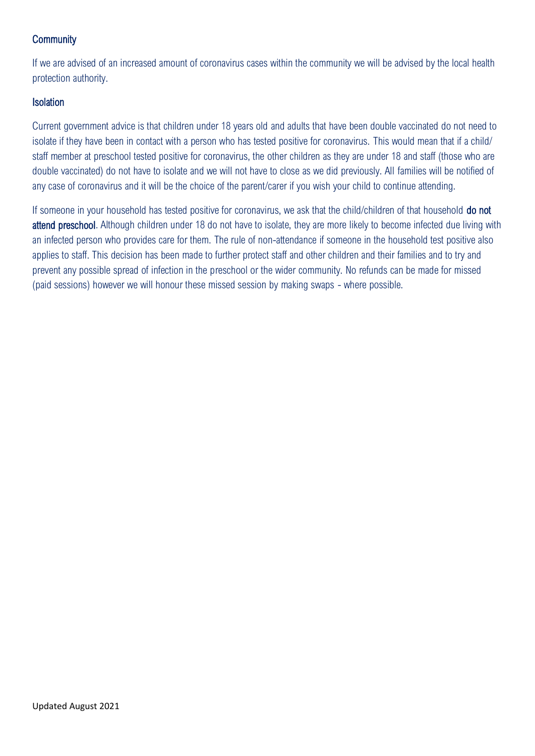### Community

If we are advised of an increased amount of coronavirus cases within the community we will be advised by the local health protection authority.

### Isolation

Current government advice is that children under 18 years old and adults that have been double vaccinated do not need to isolate if they have been in contact with a person who has tested positive for coronavirus. This would mean that if a child/ staff member at preschool tested positive for coronavirus, the other children as they are under 18 and staff (those who are double vaccinated) do not have to isolate and we will not have to close as we did previously. All families will be notified of any case of coronavirus and it will be the choice of the parent/carer if you wish your child to continue attending.

If someone in your household has tested positive for coronavirus, we ask that the child/children of that household **do not attend preschool**. Although children under 18 do not have to isolate, they are more likely to become infected due living with an infected person who provides care for them. The rule of non-attendance if someone in the household test positive also applies to staff. This decision has been made to further protect staff and other children and their families and to try and prevent any possible spread of infection in the preschool or the wider community. No refunds can be made for missed (paid sessions) however we will honour these missed session by making swaps - where possible.

Updated August 2021